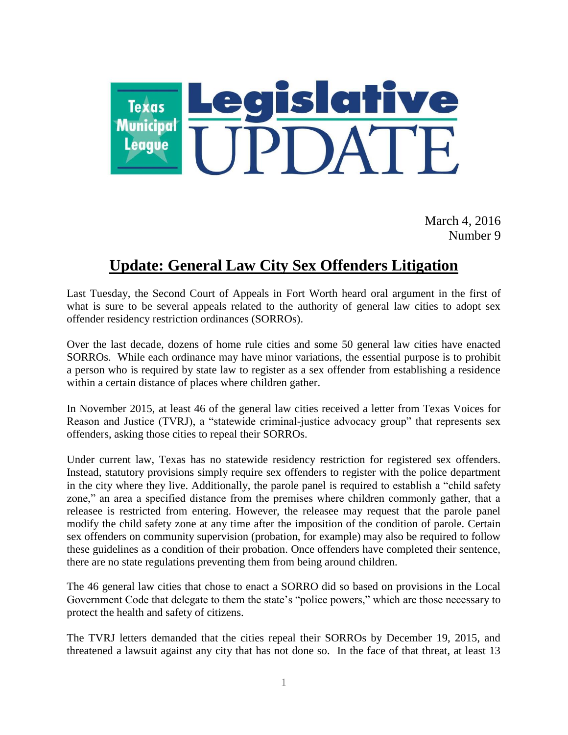Texas Municipal League Legislative UPDATE

March 4, 2016
Number 9

# Update: General Law City Sex Offenders Litigation

Last Tuesday, the Second Court of Appeals in Fort Worth heard oral argument in the first of what is sure to be several appeals related to the authority of general law cities to adopt sex offender residency restriction ordinances (SORROs).

Over the last decade, dozens of home rule cities and some 50 general law cities have enacted SORROs. While each ordinance may have minor variations, the essential purpose is to prohibit a person who is required by state law to register as a sex offender from establishing a residence within a certain distance of places where children gather.

In November 2015, at least 46 of the general law cities received a letter from Texas Voices for Reason and Justice (TVRJ), a "statewide criminal-justice advocacy group" that represents sex offenders, asking those cities to repeal their SORROs.

Under current law, Texas has no statewide residency restriction for registered sex offenders. Instead, statutory provisions simply require sex offenders to register with the police department in the city where they live. Additionally, the parole panel is required to establish a "child safety zone," an area a specified distance from the premises where children commonly gather, that a releasee is restricted from entering. However, the releasee may request that the parole panel modify the child safety zone at any time after the imposition of the condition of parole. Certain sex offenders on community supervision (probation, for example) may also be required to follow these guidelines as a condition of their probation. Once offenders have completed their sentence, there are no state regulations preventing them from being around children.

The 46 general law cities that chose to enact a SORRO did so based on provisions in the Local Government Code that delegate to them the state's "police powers," which are those necessary to protect the health and safety of citizens.

The TVRJ letters demanded that the cities repeal their SORROs by December 19, 2015, and threatened a lawsuit against any city that has not done so. In the face of that threat, at least 13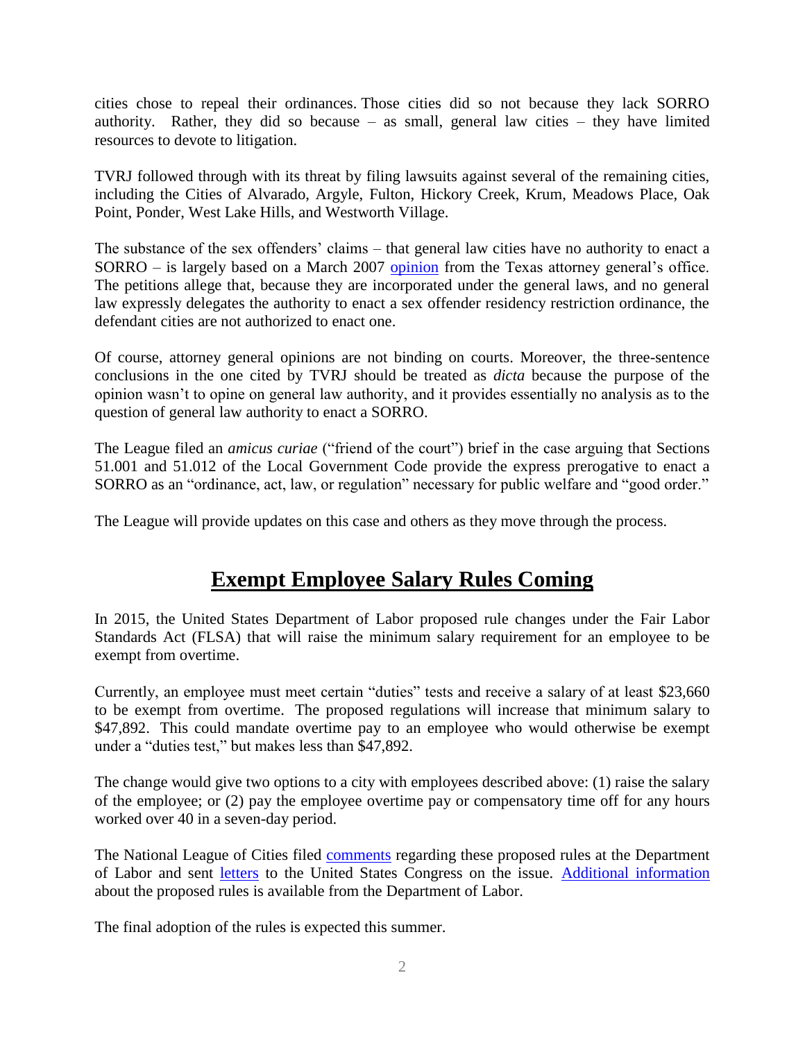cities chose to repeal their ordinances. Those cities did so not because they lack SORRO authority. Rather, they did so because – as small, general law cities – they have limited resources to devote to litigation.

TVRJ followed through with its threat by filing lawsuits against several of the remaining cities, including the Cities of Alvarado, Argyle, Fulton, Hickory Creek, Krum, Meadows Place, Oak Point, Ponder, West Lake Hills, and Westworth Village.

The substance of the sex offenders' claims – that general law cities have no authority to enact a SORRO – is largely based on a March 2007 opinion from the Texas attorney general's office. The petitions allege that, because they are incorporated under the general laws, and no general law expressly delegates the authority to enact a sex offender residency restriction ordinance, the defendant cities are not authorized to enact one.

Of course, attorney general opinions are not binding on courts. Moreover, the three-sentence conclusions in the one cited by TVRJ should be treated as *dicta* because the purpose of the opinion wasn't to opine on general law authority, and it provides essentially no analysis as to the question of general law authority to enact a SORRO.

The League filed an *amicus curiae* ("friend of the court") brief in the case arguing that Sections 51.001 and 51.012 of the Local Government Code provide the express prerogative to enact a SORRO as an "ordinance, act, law, or regulation" necessary for public welfare and "good order."

The League will provide updates on this case and others as they move through the process.

## Exempt Employee Salary Rules Coming

In 2015, the United States Department of Labor proposed rule changes under the Fair Labor Standards Act (FLSA) that will raise the minimum salary requirement for an employee to be exempt from overtime.

Currently, an employee must meet certain "duties" tests and receive a salary of at least $23,660 to be exempt from overtime. The proposed regulations will increase that minimum salary to $47,892. This could mandate overtime pay to an employee who would otherwise be exempt under a "duties test," but makes less than $47,892.

The change would give two options to a city with employees described above: (1) raise the salary of the employee; or (2) pay the employee overtime pay or compensatory time off for any hours worked over 40 in a seven-day period.

The National League of Cities filed comments regarding these proposed rules at the Department of Labor and sent letters to the United States Congress on the issue. Additional information about the proposed rules is available from the Department of Labor.

The final adoption of the rules is expected this summer.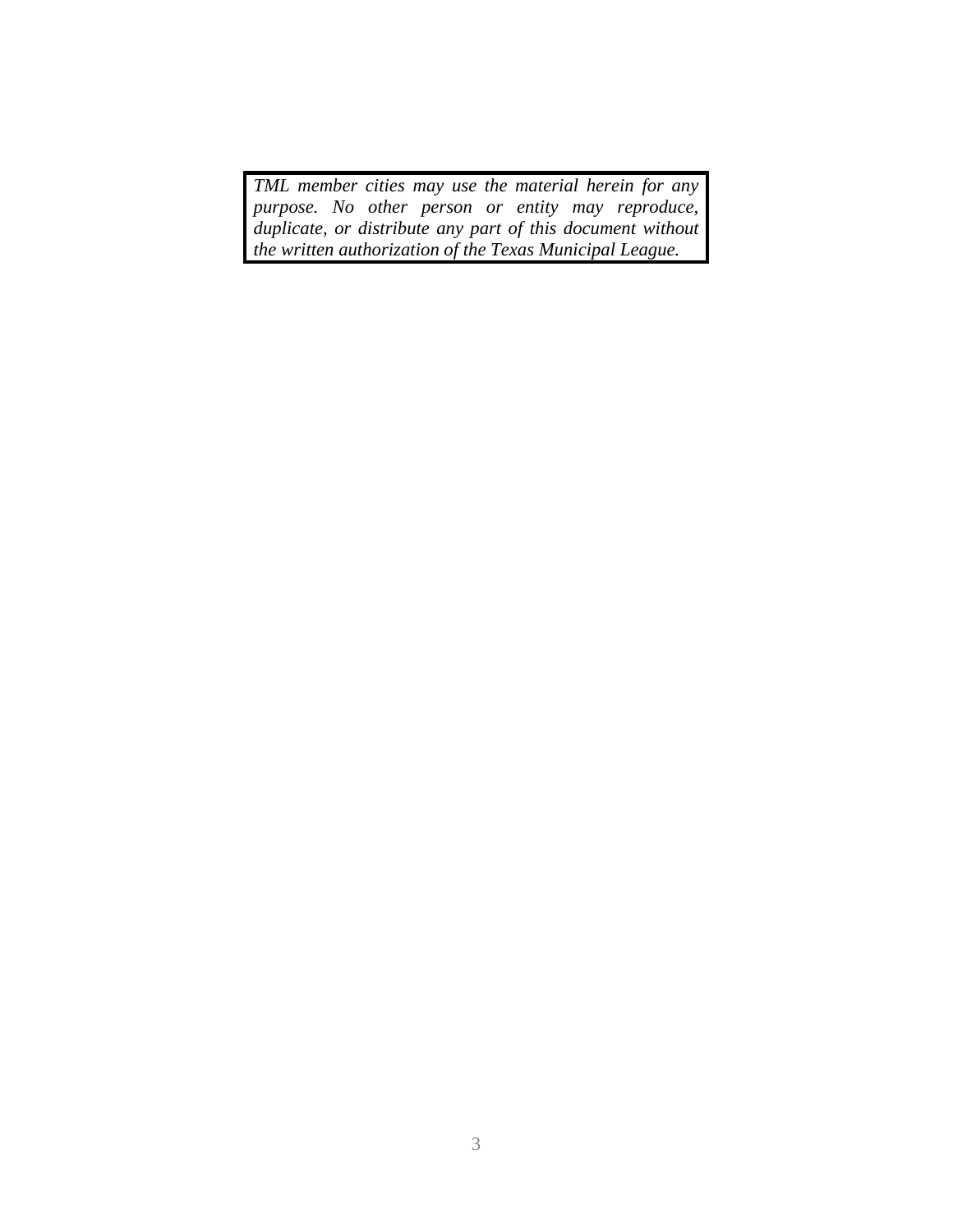*TML member cities may use the material herein for any purpose. No other person or entity may reproduce, duplicate, or distribute any part of this document without the written authorization of the Texas Municipal League.*